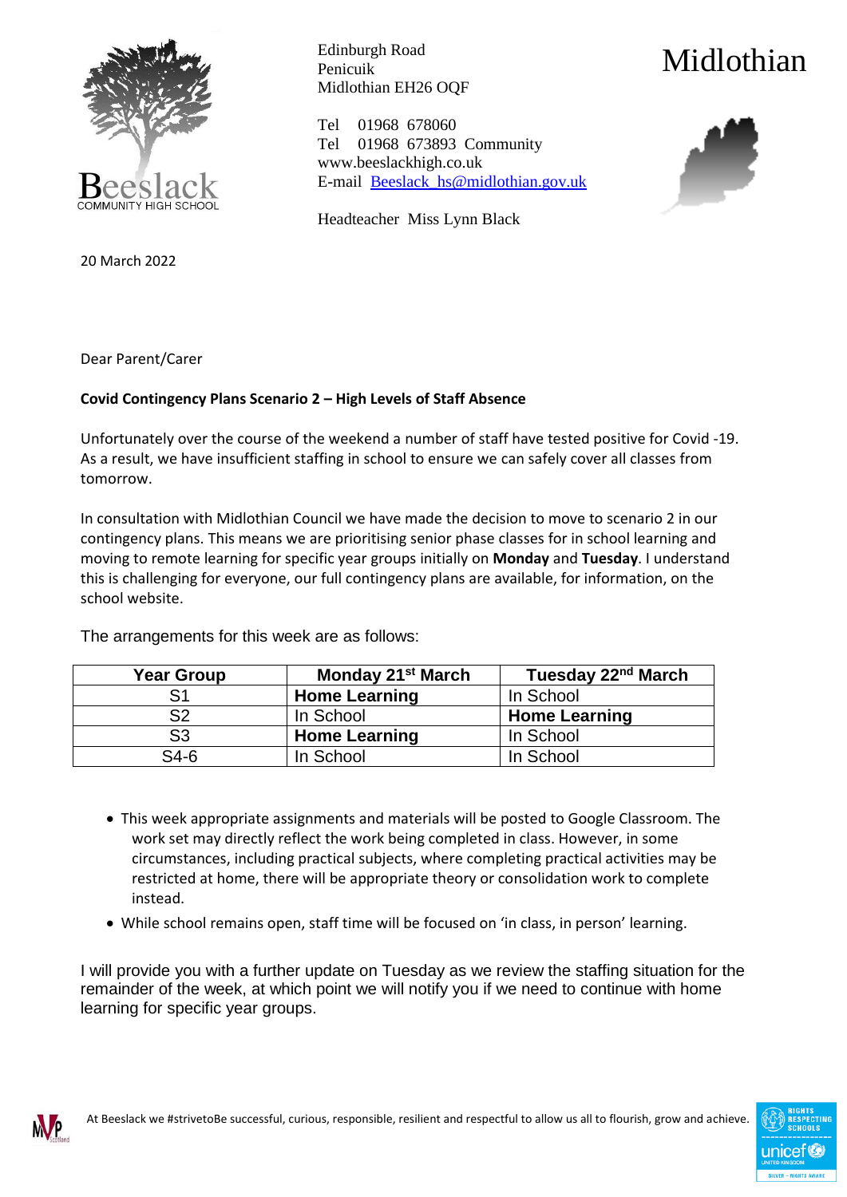Beeslack
COMMUNITY HIGH SCHOOL

Edinburgh Road
Penicuik
Midlothian EH26 OQF

Tel 01968 678060
Tel 01968 673893 Community
www.beeslackhigh.co.uk
E-mail Beeslack_hs@midlothian.gov.uk

Headteacher Miss Lynn Black

Midlothian

20 March 2022

Dear Parent/Carer

**Covid Contingency Plans Scenario 2 – High Levels of Staff Absence**

Unfortunately over the course of the weekend a number of staff have tested positive for Covid -19. As a result, we have insufficient staffing in school to ensure we can safely cover all classes from tomorrow.

In consultation with Midlothian Council we have made the decision to move to scenario 2 in our contingency plans. This means we are prioritising senior phase classes for in school learning and moving to remote learning for specific year groups initially on **Monday** and **Tuesday**. I understand this is challenging for everyone, our full contingency plans are available, for information, on the school website.

The arrangements for this week are as follows:

| Year Group | Monday 21st March | Tuesday 22nd March |
|---|---|---|
| S1 | **Home Learning** | In School |
| S2 | In School | **Home Learning** |
| S3 | **Home Learning** | In School |
| S4-6 | In School | In School |

- This week appropriate assignments and materials will be posted to Google Classroom. The work set may directly reflect the work being completed in class. However, in some circumstances, including practical subjects, where completing practical activities may be restricted at home, there will be appropriate theory or consolidation work to complete instead.
- While school remains open, staff time will be focused on 'in class, in person' learning.

I will provide you with a further update on Tuesday as we review the staffing situation for the remainder of the week, at which point we will notify you if we need to continue with home learning for specific year groups.

At Beeslack we #strivetoBe successful, curious, responsible, resilient and respectful to allow us all to flourish, grow and achieve.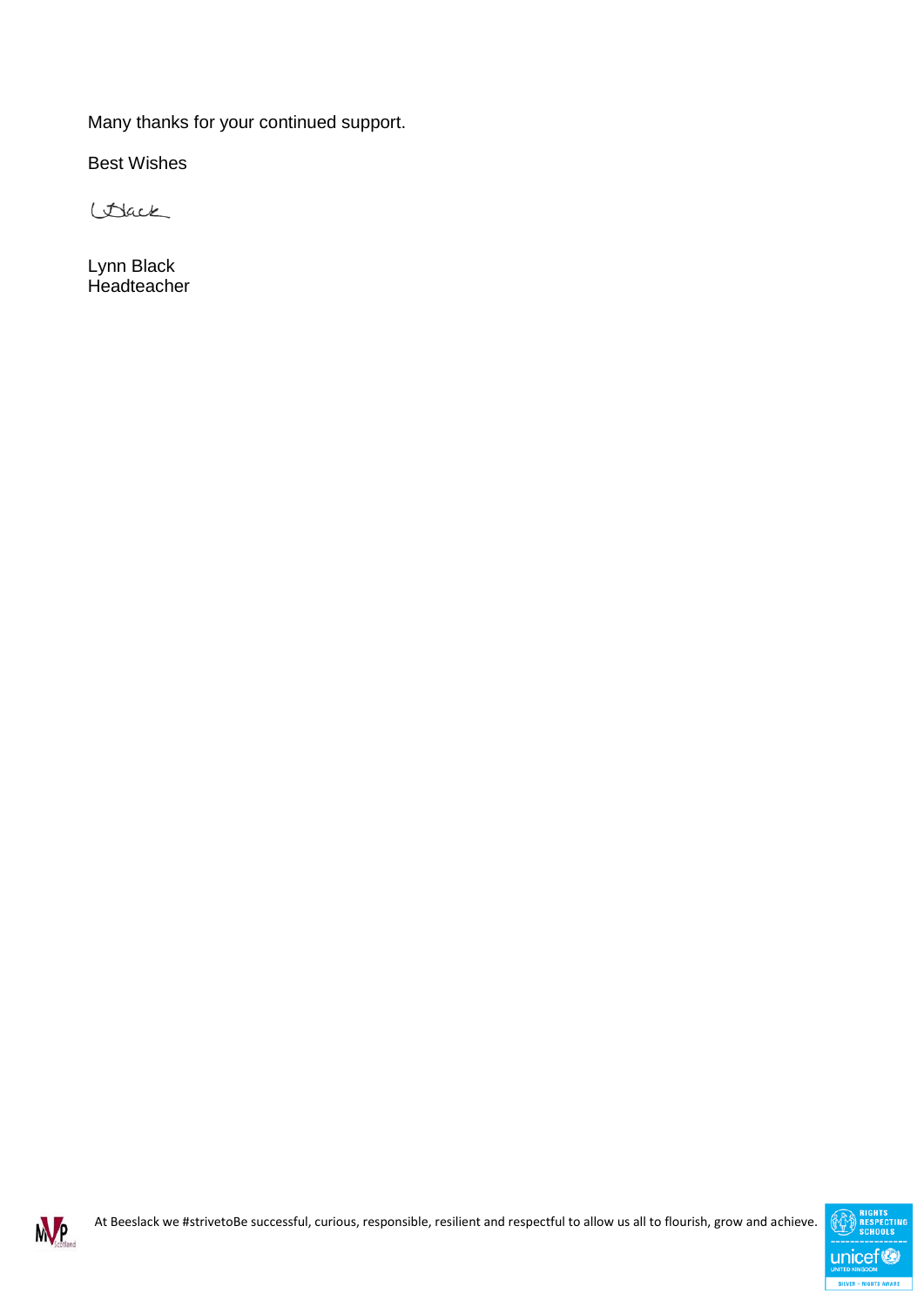Many thanks for your continued support.

Best Wishes

LBlack

Lynn Black
Headteacher

At Beeslack we #strivetoBe successful, curious, responsible, resilient and respectful to allow us all to flourish, grow and achieve.